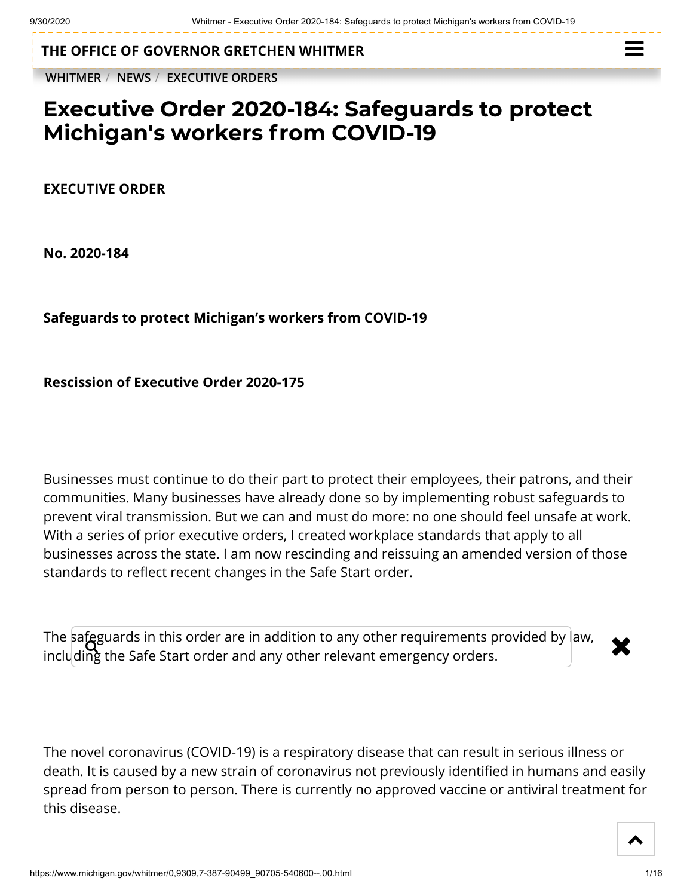THE OFFICE OF GOVERNOR GRETCHEN WHITMER

WHITMER / NEWS / EXECUTIVE ORDERS

# Executive Order 2020-184: Safeguards to protect Michigan's workers from COVID-19

**EXECUTIVE ORDER**

**No. 2020-184**

**Safeguards to protect Michigan's workers from COVID-19**

**Rescission of Executive Order 2020-175**

Businesses must continue to do their part to protect their employees, their patrons, and their communities. Many businesses have already done so by implementing robust safeguards to prevent viral transmission. But we can and must do more: no one should feel unsafe at work. With a series of prior executive orders, I created workplace standards that apply to all businesses across the state. I am now rescinding and reissuing an amended version of those standards to reflect recent changes in the Safe Start order.

The safeguards in this order are in addition to any other requirements provided by law, including the Safe Start order and any other relevant emergency orders.

The novel coronavirus (COVID-19) is a respiratory disease that can result in serious illness or death. It is caused by a new strain of coronavirus not previously identified in humans and easily spread from person to person. There is currently no approved vaccine or antiviral treatment for this disease.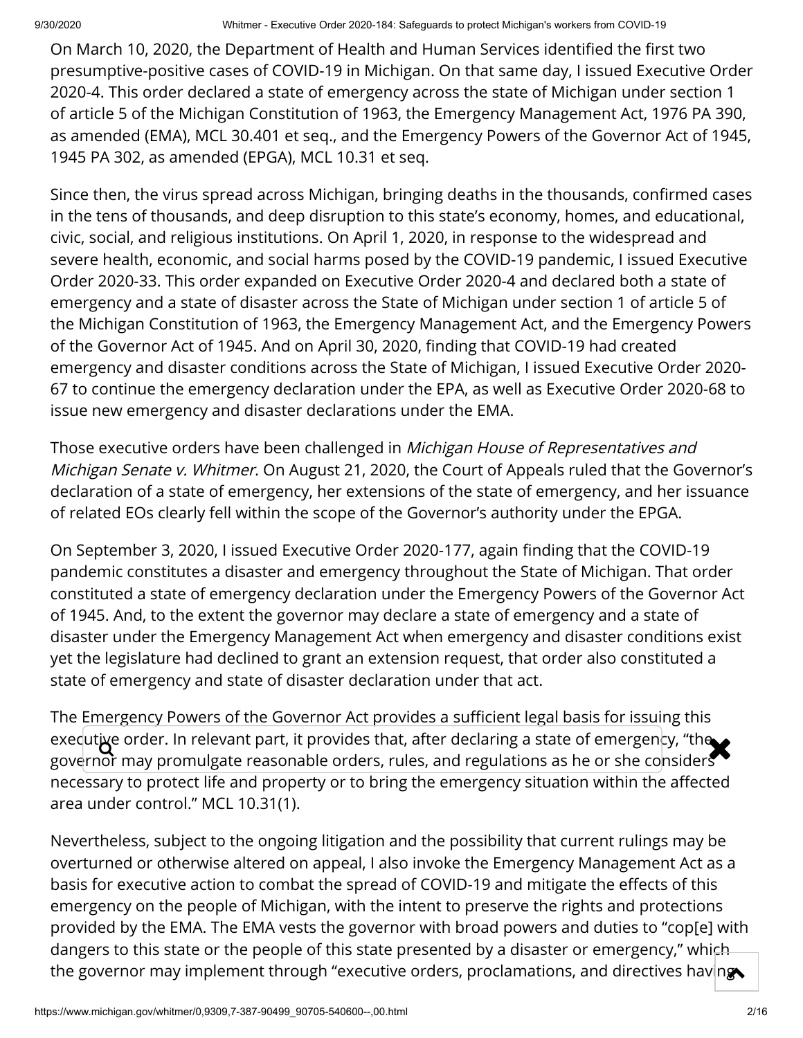On March 10, 2020, the Department of Health and Human Services identified the first two presumptive-positive cases of COVID-19 in Michigan. On that same day, I issued Executive Order 2020-4. This order declared a state of emergency across the state of Michigan under section 1 of article 5 of the Michigan Constitution of 1963, the Emergency Management Act, 1976 PA 390, as amended (EMA), MCL 30.401 et seq., and the Emergency Powers of the Governor Act of 1945, 1945 PA 302, as amended (EPGA), MCL 10.31 et seq.

Since then, the virus spread across Michigan, bringing deaths in the thousands, confirmed cases in the tens of thousands, and deep disruption to this state's economy, homes, and educational, civic, social, and religious institutions. On April 1, 2020, in response to the widespread and severe health, economic, and social harms posed by the COVID-19 pandemic, I issued Executive Order 2020-33. This order expanded on Executive Order 2020-4 and declared both a state of emergency and a state of disaster across the State of Michigan under section 1 of article 5 of the Michigan Constitution of 1963, the Emergency Management Act, and the Emergency Powers of the Governor Act of 1945. And on April 30, 2020, finding that COVID-19 had created emergency and disaster conditions across the State of Michigan, I issued Executive Order 2020-67 to continue the emergency declaration under the EPA, as well as Executive Order 2020-68 to issue new emergency and disaster declarations under the EMA.

Those executive orders have been challenged in *Michigan House of Representatives and Michigan Senate v. Whitmer*. On August 21, 2020, the Court of Appeals ruled that the Governor's declaration of a state of emergency, her extensions of the state of emergency, and her issuance of related EOs clearly fell within the scope of the Governor's authority under the EPGA.

On September 3, 2020, I issued Executive Order 2020-177, again finding that the COVID-19 pandemic constitutes a disaster and emergency throughout the State of Michigan. That order constituted a state of emergency declaration under the Emergency Powers of the Governor Act of 1945. And, to the extent the governor may declare a state of emergency and a state of disaster under the Emergency Management Act when emergency and disaster conditions exist yet the legislature had declined to grant an extension request, that order also constituted a state of emergency and state of disaster declaration under that act.

The Emergency Powers of the Governor Act provides a sufficient legal basis for issuing this executive order. In relevant part, it provides that, after declaring a state of emergency, "the governor may promulgate reasonable orders, rules, and regulations as he or she considers necessary to protect life and property or to bring the emergency situation within the affected area under control." MCL 10.31(1).

Nevertheless, subject to the ongoing litigation and the possibility that current rulings may be overturned or otherwise altered on appeal, I also invoke the Emergency Management Act as a basis for executive action to combat the spread of COVID-19 and mitigate the effects of this emergency on the people of Michigan, with the intent to preserve the rights and protections provided by the EMA. The EMA vests the governor with broad powers and duties to "cop[e] with dangers to this state or the people of this state presented by a disaster or emergency," which the governor may implement through "executive orders, proclamations, and directives having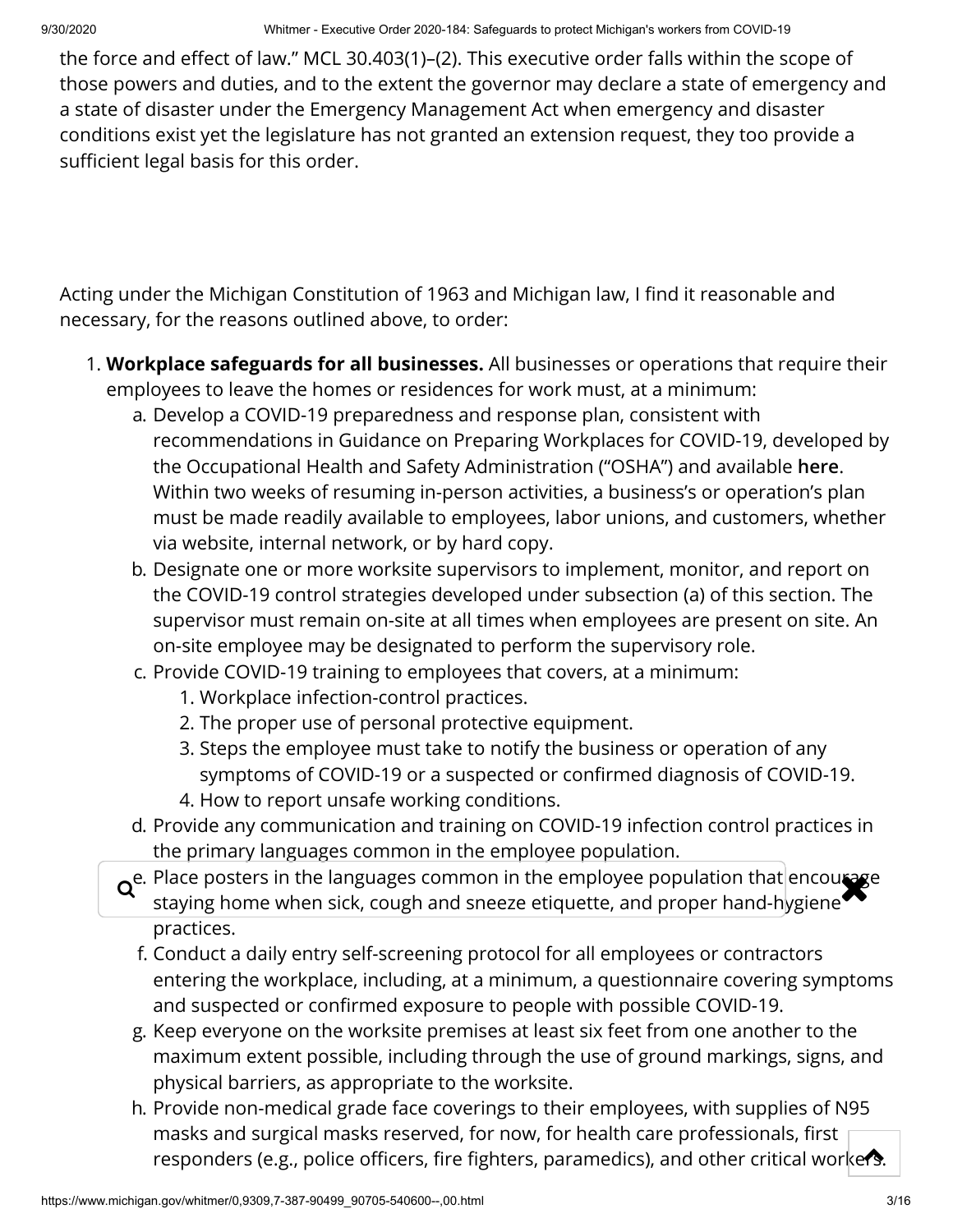the force and effect of law." MCL 30.403(1)–(2). This executive order falls within the scope of those powers and duties, and to the extent the governor may declare a state of emergency and a state of disaster under the Emergency Management Act when emergency and disaster conditions exist yet the legislature has not granted an extension request, they too provide a sufficient legal basis for this order.

Acting under the Michigan Constitution of 1963 and Michigan law, I find it reasonable and necessary, for the reasons outlined above, to order:

1. **Workplace safeguards for all businesses.** All businesses or operations that require their employees to leave the homes or residences for work must, at a minimum:
   a. Develop a COVID-19 preparedness and response plan, consistent with recommendations in Guidance on Preparing Workplaces for COVID-19, developed by the Occupational Health and Safety Administration ("OSHA") and available **here**. Within two weeks of resuming in-person activities, a business's or operation's plan must be made readily available to employees, labor unions, and customers, whether via website, internal network, or by hard copy.
   b. Designate one or more worksite supervisors to implement, monitor, and report on the COVID-19 control strategies developed under subsection (a) of this section. The supervisor must remain on-site at all times when employees are present on site. An on-site employee may be designated to perform the supervisory role.
   c. Provide COVID-19 training to employees that covers, at a minimum:
      1. Workplace infection-control practices.
      2. The proper use of personal protective equipment.
      3. Steps the employee must take to notify the business or operation of any symptoms of COVID-19 or a suspected or confirmed diagnosis of COVID-19.
      4. How to report unsafe working conditions.
   d. Provide any communication and training on COVID-19 infection control practices in the primary languages common in the employee population.
   e. Place posters in the languages common in the employee population that encourage staying home when sick, cough and sneeze etiquette, and proper hand-hygiene practices.
   f. Conduct a daily entry self-screening protocol for all employees or contractors entering the workplace, including, at a minimum, a questionnaire covering symptoms and suspected or confirmed exposure to people with possible COVID-19.
   g. Keep everyone on the worksite premises at least six feet from one another to the maximum extent possible, including through the use of ground markings, signs, and physical barriers, as appropriate to the worksite.
   h. Provide non-medical grade face coverings to their employees, with supplies of N95 masks and surgical masks reserved, for now, for health care professionals, first responders (e.g., police officers, fire fighters, paramedics), and other critical workers.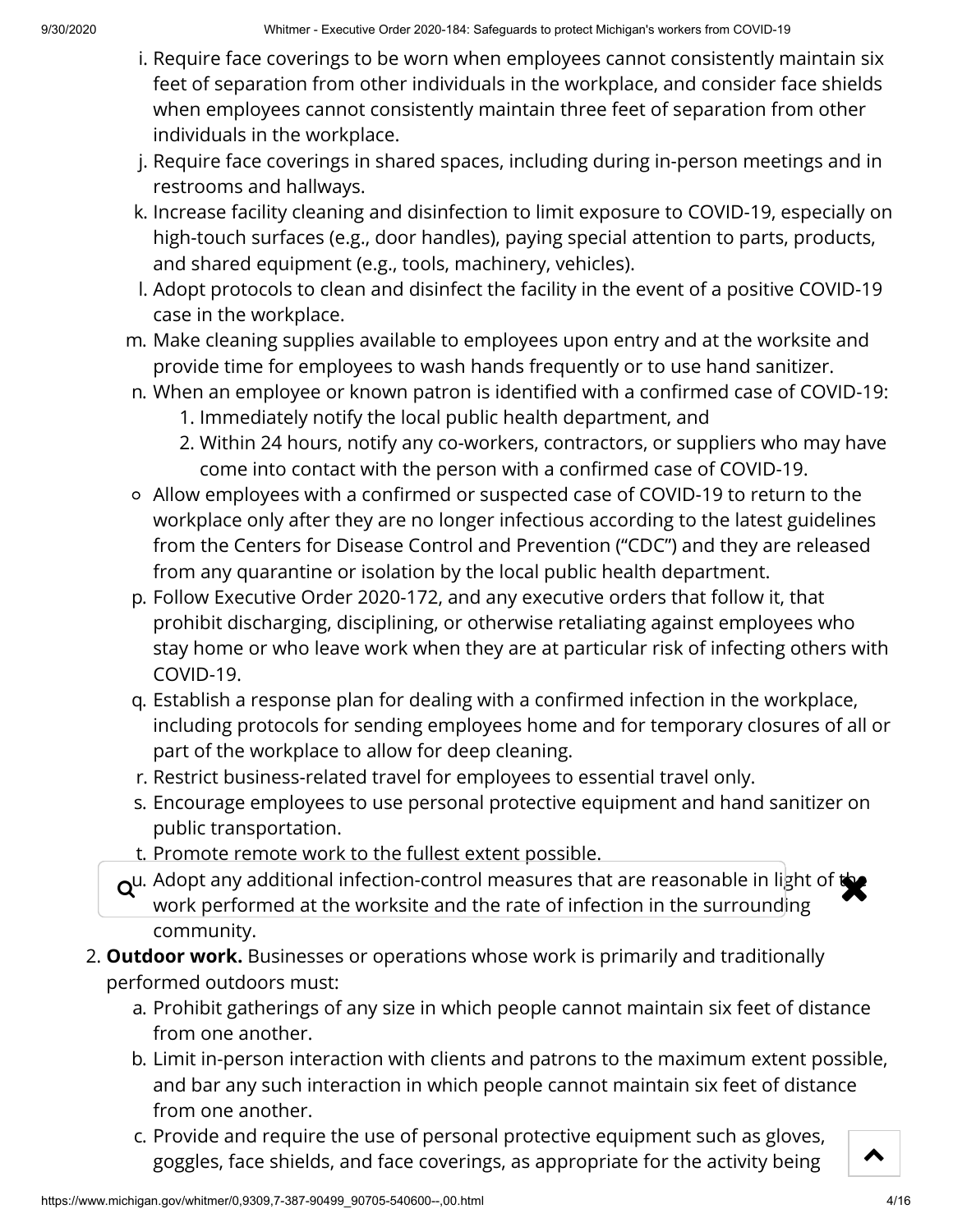i. Require face coverings to be worn when employees cannot consistently maintain six feet of separation from other individuals in the workplace, and consider face shields when employees cannot consistently maintain three feet of separation from other individuals in the workplace.

j. Require face coverings in shared spaces, including during in-person meetings and in restrooms and hallways.

k. Increase facility cleaning and disinfection to limit exposure to COVID-19, especially on high-touch surfaces (e.g., door handles), paying special attention to parts, products, and shared equipment (e.g., tools, machinery, vehicles).

l. Adopt protocols to clean and disinfect the facility in the event of a positive COVID-19 case in the workplace.

m. Make cleaning supplies available to employees upon entry and at the worksite and provide time for employees to wash hands frequently or to use hand sanitizer.

n. When an employee or known patron is identified with a confirmed case of COVID-19:
   1. Immediately notify the local public health department, and
   2. Within 24 hours, notify any co-workers, contractors, or suppliers who may have come into contact with the person with a confirmed case of COVID-19.

- Allow employees with a confirmed or suspected case of COVID-19 to return to the workplace only after they are no longer infectious according to the latest guidelines from the Centers for Disease Control and Prevention ("CDC") and they are released from any quarantine or isolation by the local public health department.

p. Follow Executive Order 2020-172, and any executive orders that follow it, that prohibit discharging, disciplining, or otherwise retaliating against employees who stay home or who leave work when they are at particular risk of infecting others with COVID-19.

q. Establish a response plan for dealing with a confirmed infection in the workplace, including protocols for sending employees home and for temporary closures of all or part of the workplace to allow for deep cleaning.

r. Restrict business-related travel for employees to essential travel only.

s. Encourage employees to use personal protective equipment and hand sanitizer on public transportation.

t. Promote remote work to the fullest extent possible.

u. Adopt any additional infection-control measures that are reasonable in light of the work performed at the worksite and the rate of infection in the surrounding community.

2. **Outdoor work.** Businesses or operations whose work is primarily and traditionally performed outdoors must:

   a. Prohibit gatherings of any size in which people cannot maintain six feet of distance from one another.

   b. Limit in-person interaction with clients and patrons to the maximum extent possible, and bar any such interaction in which people cannot maintain six feet of distance from one another.

   c. Provide and require the use of personal protective equipment such as gloves, goggles, face shields, and face coverings, as appropriate for the activity being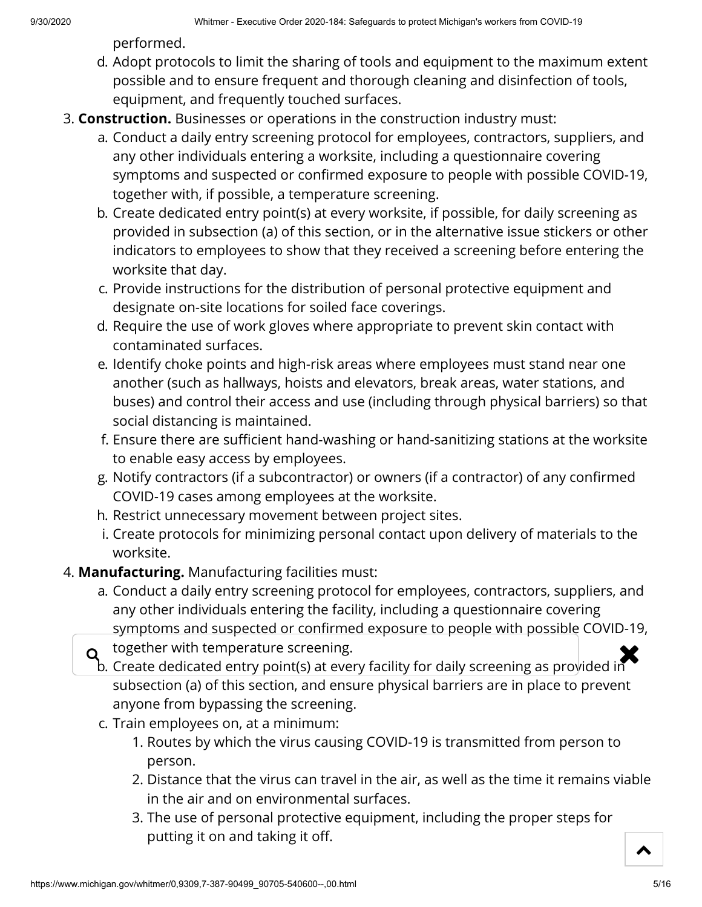performed.

d. Adopt protocols to limit the sharing of tools and equipment to the maximum extent possible and to ensure frequent and thorough cleaning and disinfection of tools, equipment, and frequently touched surfaces.

3. **Construction.** Businesses or operations in the construction industry must:
   a. Conduct a daily entry screening protocol for employees, contractors, suppliers, and any other individuals entering a worksite, including a questionnaire covering symptoms and suspected or confirmed exposure to people with possible COVID-19, together with, if possible, a temperature screening.
   b. Create dedicated entry point(s) at every worksite, if possible, for daily screening as provided in subsection (a) of this section, or in the alternative issue stickers or other indicators to employees to show that they received a screening before entering the worksite that day.
   c. Provide instructions for the distribution of personal protective equipment and designate on-site locations for soiled face coverings.
   d. Require the use of work gloves where appropriate to prevent skin contact with contaminated surfaces.
   e. Identify choke points and high-risk areas where employees must stand near one another (such as hallways, hoists and elevators, break areas, water stations, and buses) and control their access and use (including through physical barriers) so that social distancing is maintained.
   f. Ensure there are sufficient hand-washing or hand-sanitizing stations at the worksite to enable easy access by employees.
   g. Notify contractors (if a subcontractor) or owners (if a contractor) of any confirmed COVID-19 cases among employees at the worksite.
   h. Restrict unnecessary movement between project sites.
   i. Create protocols for minimizing personal contact upon delivery of materials to the worksite.

4. **Manufacturing.** Manufacturing facilities must:
   a. Conduct a daily entry screening protocol for employees, contractors, suppliers, and any other individuals entering the facility, including a questionnaire covering symptoms and suspected or confirmed exposure to people with possible COVID-19, together with temperature screening.
   b. Create dedicated entry point(s) at every facility for daily screening as provided in subsection (a) of this section, and ensure physical barriers are in place to prevent anyone from bypassing the screening.
   c. Train employees on, at a minimum:
      1. Routes by which the virus causing COVID-19 is transmitted from person to person.
      2. Distance that the virus can travel in the air, as well as the time it remains viable in the air and on environmental surfaces.
      3. The use of personal protective equipment, including the proper steps for putting it on and taking it off.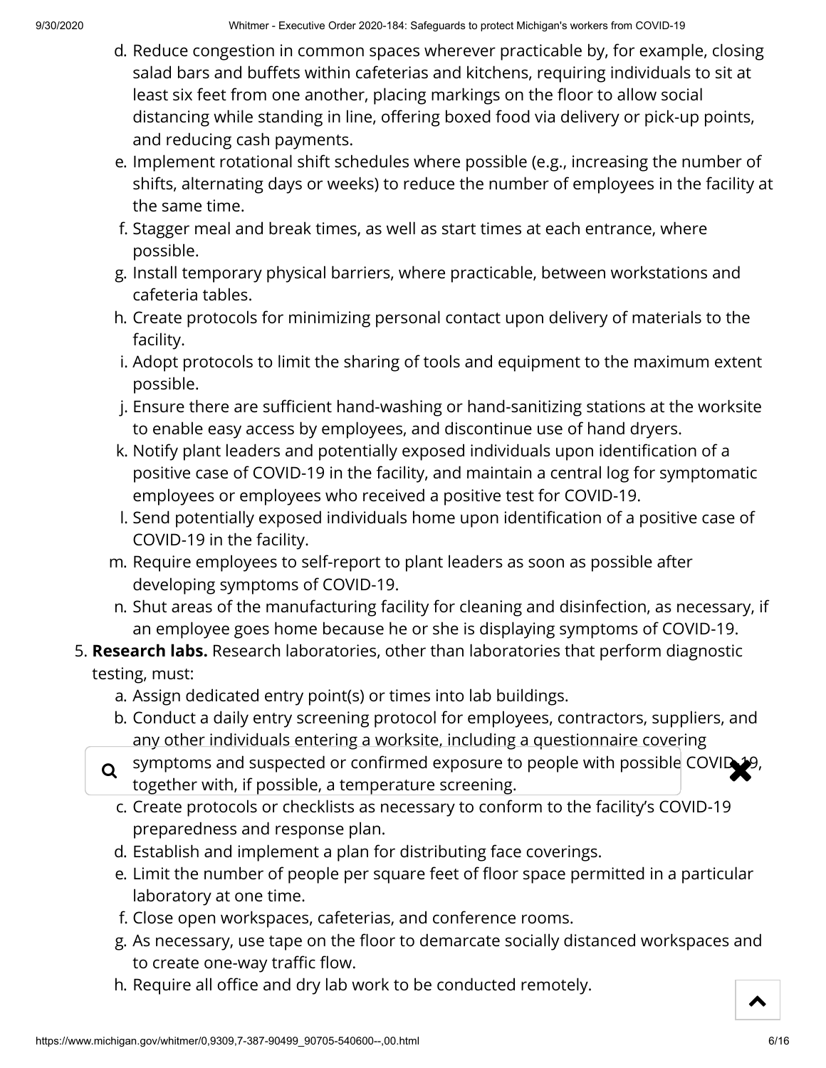d. Reduce congestion in common spaces wherever practicable by, for example, closing salad bars and buffets within cafeterias and kitchens, requiring individuals to sit at least six feet from one another, placing markings on the floor to allow social distancing while standing in line, offering boxed food via delivery or pick-up points, and reducing cash payments.
e. Implement rotational shift schedules where possible (e.g., increasing the number of shifts, alternating days or weeks) to reduce the number of employees in the facility at the same time.
f. Stagger meal and break times, as well as start times at each entrance, where possible.
g. Install temporary physical barriers, where practicable, between workstations and cafeteria tables.
h. Create protocols for minimizing personal contact upon delivery of materials to the facility.
i. Adopt protocols to limit the sharing of tools and equipment to the maximum extent possible.
j. Ensure there are sufficient hand-washing or hand-sanitizing stations at the worksite to enable easy access by employees, and discontinue use of hand dryers.
k. Notify plant leaders and potentially exposed individuals upon identification of a positive case of COVID-19 in the facility, and maintain a central log for symptomatic employees or employees who received a positive test for COVID-19.
l. Send potentially exposed individuals home upon identification of a positive case of COVID-19 in the facility.
m. Require employees to self-report to plant leaders as soon as possible after developing symptoms of COVID-19.
n. Shut areas of the manufacturing facility for cleaning and disinfection, as necessary, if an employee goes home because he or she is displaying symptoms of COVID-19.

5. **Research labs.** Research laboratories, other than laboratories that perform diagnostic testing, must:
   a. Assign dedicated entry point(s) or times into lab buildings.
   b. Conduct a daily entry screening protocol for employees, contractors, suppliers, and any other individuals entering a worksite, including a questionnaire covering symptoms and suspected or confirmed exposure to people with possible COVID-19, together with, if possible, a temperature screening.
   c. Create protocols or checklists as necessary to conform to the facility's COVID-19 preparedness and response plan.
   d. Establish and implement a plan for distributing face coverings.
   e. Limit the number of people per square feet of floor space permitted in a particular laboratory at one time.
   f. Close open workspaces, cafeterias, and conference rooms.
   g. As necessary, use tape on the floor to demarcate socially distanced workspaces and to create one-way traffic flow.
   h. Require all office and dry lab work to be conducted remotely.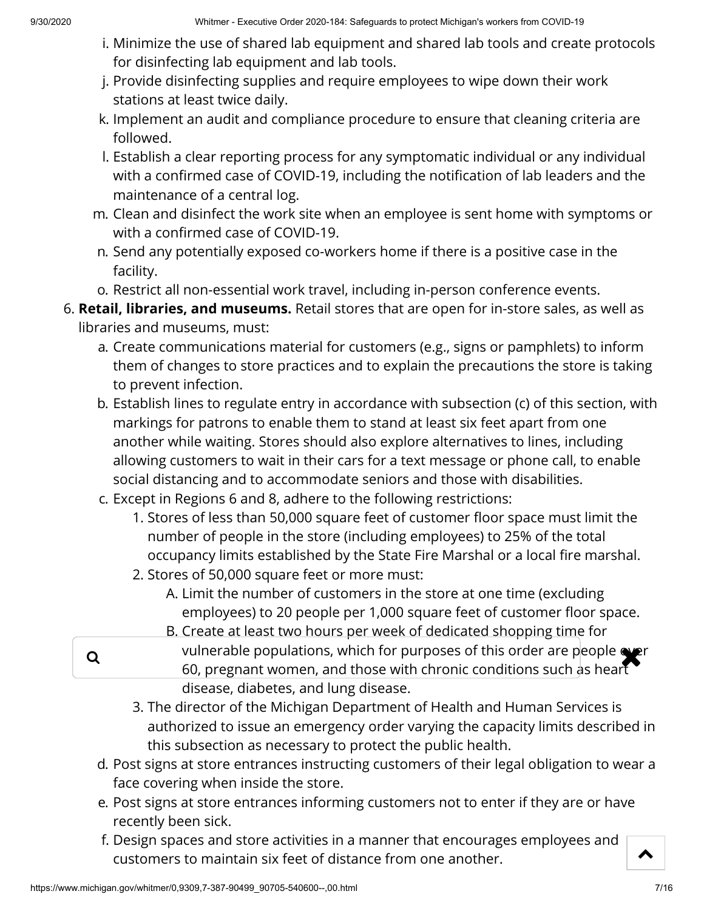i. Minimize the use of shared lab equipment and shared lab tools and create protocols for disinfecting lab equipment and lab tools.
j. Provide disinfecting supplies and require employees to wipe down their work stations at least twice daily.
k. Implement an audit and compliance procedure to ensure that cleaning criteria are followed.
l. Establish a clear reporting process for any symptomatic individual or any individual with a confirmed case of COVID-19, including the notification of lab leaders and the maintenance of a central log.
m. Clean and disinfect the work site when an employee is sent home with symptoms or with a confirmed case of COVID-19.
n. Send any potentially exposed co-workers home if there is a positive case in the facility.
o. Restrict all non-essential work travel, including in-person conference events.

6. **Retail, libraries, and museums.** Retail stores that are open for in-store sales, as well as libraries and museums, must:
   a. Create communications material for customers (e.g., signs or pamphlets) to inform them of changes to store practices and to explain the precautions the store is taking to prevent infection.
   b. Establish lines to regulate entry in accordance with subsection (c) of this section, with markings for patrons to enable them to stand at least six feet apart from one another while waiting. Stores should also explore alternatives to lines, including allowing customers to wait in their cars for a text message or phone call, to enable social distancing and to accommodate seniors and those with disabilities.
   c. Except in Regions 6 and 8, adhere to the following restrictions:
      1. Stores of less than 50,000 square feet of customer floor space must limit the number of people in the store (including employees) to 25% of the total occupancy limits established by the State Fire Marshal or a local fire marshal.
      2. Stores of 50,000 square feet or more must:
         A. Limit the number of customers in the store at one time (excluding employees) to 20 people per 1,000 square feet of customer floor space.
         B. Create at least two hours per week of dedicated shopping time for vulnerable populations, which for purposes of this order are people over 60, pregnant women, and those with chronic conditions such as heart disease, diabetes, and lung disease.
      3. The director of the Michigan Department of Health and Human Services is authorized to issue an emergency order varying the capacity limits described in this subsection as necessary to protect the public health.
   d. Post signs at store entrances instructing customers of their legal obligation to wear a face covering when inside the store.
   e. Post signs at store entrances informing customers not to enter if they are or have recently been sick.
   f. Design spaces and store activities in a manner that encourages employees and customers to maintain six feet of distance from one another.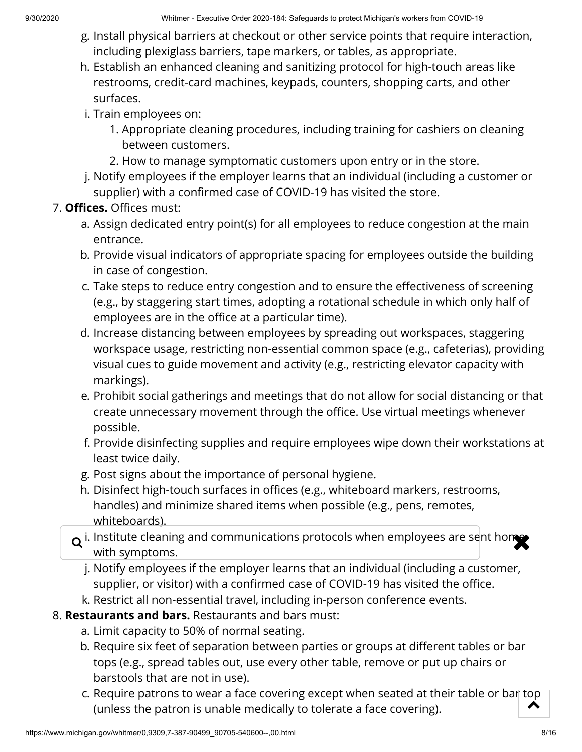g. Install physical barriers at checkout or other service points that require interaction, including plexiglass barriers, tape markers, or tables, as appropriate.
  h. Establish an enhanced cleaning and sanitizing protocol for high-touch areas like restrooms, credit-card machines, keypads, counters, shopping carts, and other surfaces.
  i. Train employees on:
     1. Appropriate cleaning procedures, including training for cashiers on cleaning between customers.
     2. How to manage symptomatic customers upon entry or in the store.
  j. Notify employees if the employer learns that an individual (including a customer or supplier) with a confirmed case of COVID-19 has visited the store.

7. **Offices.** Offices must:
   a. Assign dedicated entry point(s) for all employees to reduce congestion at the main entrance.
   b. Provide visual indicators of appropriate spacing for employees outside the building in case of congestion.
   c. Take steps to reduce entry congestion and to ensure the effectiveness of screening (e.g., by staggering start times, adopting a rotational schedule in which only half of employees are in the office at a particular time).
   d. Increase distancing between employees by spreading out workspaces, staggering workspace usage, restricting non-essential common space (e.g., cafeterias), providing visual cues to guide movement and activity (e.g., restricting elevator capacity with markings).
   e. Prohibit social gatherings and meetings that do not allow for social distancing or that create unnecessary movement through the office. Use virtual meetings whenever possible.
   f. Provide disinfecting supplies and require employees wipe down their workstations at least twice daily.
   g. Post signs about the importance of personal hygiene.
   h. Disinfect high-touch surfaces in offices (e.g., whiteboard markers, restrooms, handles) and minimize shared items when possible (e.g., pens, remotes, whiteboards).
   i. Institute cleaning and communications protocols when employees are sent home with symptoms.
   j. Notify employees if the employer learns that an individual (including a customer, supplier, or visitor) with a confirmed case of COVID-19 has visited the office.
   k. Restrict all non-essential travel, including in-person conference events.

8. **Restaurants and bars.** Restaurants and bars must:
   a. Limit capacity to 50% of normal seating.
   b. Require six feet of separation between parties or groups at different tables or bar tops (e.g., spread tables out, use every other table, remove or put up chairs or barstools that are not in use).
   c. Require patrons to wear a face covering except when seated at their table or bar top (unless the patron is unable medically to tolerate a face covering).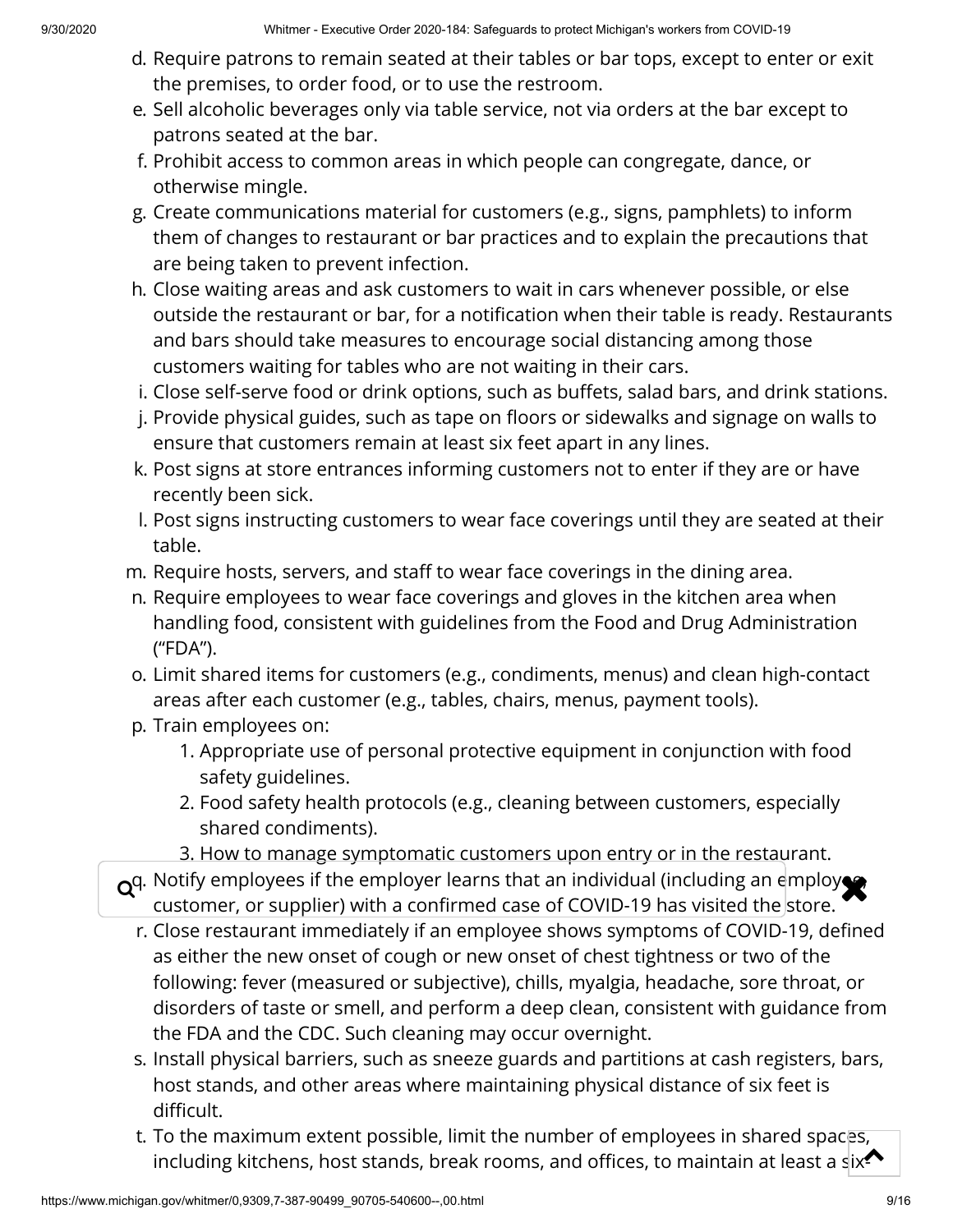d. Require patrons to remain seated at their tables or bar tops, except to enter or exit the premises, to order food, or to use the restroom.
e. Sell alcoholic beverages only via table service, not via orders at the bar except to patrons seated at the bar.
f. Prohibit access to common areas in which people can congregate, dance, or otherwise mingle.
g. Create communications material for customers (e.g., signs, pamphlets) to inform them of changes to restaurant or bar practices and to explain the precautions that are being taken to prevent infection.
h. Close waiting areas and ask customers to wait in cars whenever possible, or else outside the restaurant or bar, for a notification when their table is ready. Restaurants and bars should take measures to encourage social distancing among those customers waiting for tables who are not waiting in their cars.
i. Close self-serve food or drink options, such as buffets, salad bars, and drink stations.
j. Provide physical guides, such as tape on floors or sidewalks and signage on walls to ensure that customers remain at least six feet apart in any lines.
k. Post signs at store entrances informing customers not to enter if they are or have recently been sick.
l. Post signs instructing customers to wear face coverings until they are seated at their table.
m. Require hosts, servers, and staff to wear face coverings in the dining area.
n. Require employees to wear face coverings and gloves in the kitchen area when handling food, consistent with guidelines from the Food and Drug Administration ("FDA").
o. Limit shared items for customers (e.g., condiments, menus) and clean high-contact areas after each customer (e.g., tables, chairs, menus, payment tools).
p. Train employees on:
    1. Appropriate use of personal protective equipment in conjunction with food safety guidelines.
    2. Food safety health protocols (e.g., cleaning between customers, especially shared condiments).
    3. How to manage symptomatic customers upon entry or in the restaurant.
q. Notify employees if the employer learns that an individual (including an employee, customer, or supplier) with a confirmed case of COVID-19 has visited the store.
r. Close restaurant immediately if an employee shows symptoms of COVID-19, defined as either the new onset of cough or new onset of chest tightness or two of the following: fever (measured or subjective), chills, myalgia, headache, sore throat, or disorders of taste or smell, and perform a deep clean, consistent with guidance from the FDA and the CDC. Such cleaning may occur overnight.
s. Install physical barriers, such as sneeze guards and partitions at cash registers, bars, host stands, and other areas where maintaining physical distance of six feet is difficult.
t. To the maximum extent possible, limit the number of employees in shared spaces, including kitchens, host stands, break rooms, and offices, to maintain at least a six-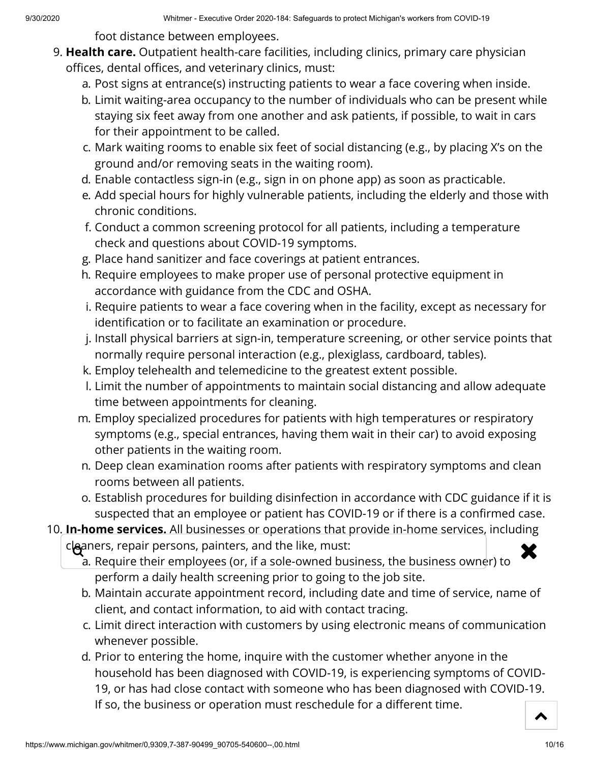foot distance between employees.

9. **Health care.** Outpatient health-care facilities, including clinics, primary care physician offices, dental offices, and veterinary clinics, must:
   a. Post signs at entrance(s) instructing patients to wear a face covering when inside.
   b. Limit waiting-area occupancy to the number of individuals who can be present while staying six feet away from one another and ask patients, if possible, to wait in cars for their appointment to be called.
   c. Mark waiting rooms to enable six feet of social distancing (e.g., by placing X's on the ground and/or removing seats in the waiting room).
   d. Enable contactless sign-in (e.g., sign in on phone app) as soon as practicable.
   e. Add special hours for highly vulnerable patients, including the elderly and those with chronic conditions.
   f. Conduct a common screening protocol for all patients, including a temperature check and questions about COVID-19 symptoms.
   g. Place hand sanitizer and face coverings at patient entrances.
   h. Require employees to make proper use of personal protective equipment in accordance with guidance from the CDC and OSHA.
   i. Require patients to wear a face covering when in the facility, except as necessary for identification or to facilitate an examination or procedure.
   j. Install physical barriers at sign-in, temperature screening, or other service points that normally require personal interaction (e.g., plexiglass, cardboard, tables).
   k. Employ telehealth and telemedicine to the greatest extent possible.
   l. Limit the number of appointments to maintain social distancing and allow adequate time between appointments for cleaning.
   m. Employ specialized procedures for patients with high temperatures or respiratory symptoms (e.g., special entrances, having them wait in their car) to avoid exposing other patients in the waiting room.
   n. Deep clean examination rooms after patients with respiratory symptoms and clean rooms between all patients.
   o. Establish procedures for building disinfection in accordance with CDC guidance if it is suspected that an employee or patient has COVID-19 or if there is a confirmed case.
10. **In-home services.** All businesses or operations that provide in-home services, including cleaners, repair persons, painters, and the like, must:
    a. Require their employees (or, if a sole-owned business, the business owner) to perform a daily health screening prior to going to the job site.
    b. Maintain accurate appointment record, including date and time of service, name of client, and contact information, to aid with contact tracing.
    c. Limit direct interaction with customers by using electronic means of communication whenever possible.
    d. Prior to entering the home, inquire with the customer whether anyone in the household has been diagnosed with COVID-19, is experiencing symptoms of COVID-19, or has had close contact with someone who has been diagnosed with COVID-19. If so, the business or operation must reschedule for a different time.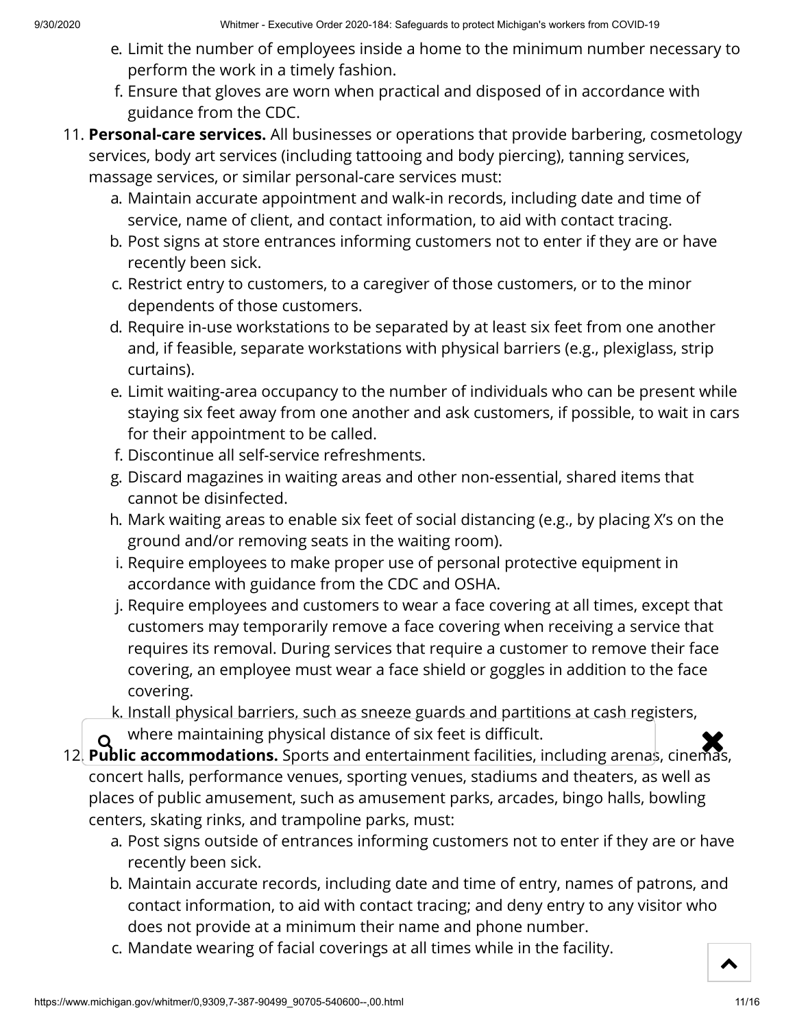e. Limit the number of employees inside a home to the minimum number necessary to perform the work in a timely fashion.
f. Ensure that gloves are worn when practical and disposed of in accordance with guidance from the CDC.

11. **Personal-care services.** All businesses or operations that provide barbering, cosmetology services, body art services (including tattooing and body piercing), tanning services, massage services, or similar personal-care services must:
    a. Maintain accurate appointment and walk-in records, including date and time of service, name of client, and contact information, to aid with contact tracing.
    b. Post signs at store entrances informing customers not to enter if they are or have recently been sick.
    c. Restrict entry to customers, to a caregiver of those customers, or to the minor dependents of those customers.
    d. Require in-use workstations to be separated by at least six feet from one another and, if feasible, separate workstations with physical barriers (e.g., plexiglass, strip curtains).
    e. Limit waiting-area occupancy to the number of individuals who can be present while staying six feet away from one another and ask customers, if possible, to wait in cars for their appointment to be called.
    f. Discontinue all self-service refreshments.
    g. Discard magazines in waiting areas and other non-essential, shared items that cannot be disinfected.
    h. Mark waiting areas to enable six feet of social distancing (e.g., by placing X's on the ground and/or removing seats in the waiting room).
    i. Require employees to make proper use of personal protective equipment in accordance with guidance from the CDC and OSHA.
    j. Require employees and customers to wear a face covering at all times, except that customers may temporarily remove a face covering when receiving a service that requires its removal. During services that require a customer to remove their face covering, an employee must wear a face shield or goggles in addition to the face covering.
    k. Install physical barriers, such as sneeze guards and partitions at cash registers, where maintaining physical distance of six feet is difficult.

12. **Public accommodations.** Sports and entertainment facilities, including arenas, cinemas, concert halls, performance venues, sporting venues, stadiums and theaters, as well as places of public amusement, such as amusement parks, arcades, bingo halls, bowling centers, skating rinks, and trampoline parks, must:
    a. Post signs outside of entrances informing customers not to enter if they are or have recently been sick.
    b. Maintain accurate records, including date and time of entry, names of patrons, and contact information, to aid with contact tracing; and deny entry to any visitor who does not provide at a minimum their name and phone number.
    c. Mandate wearing of facial coverings at all times while in the facility.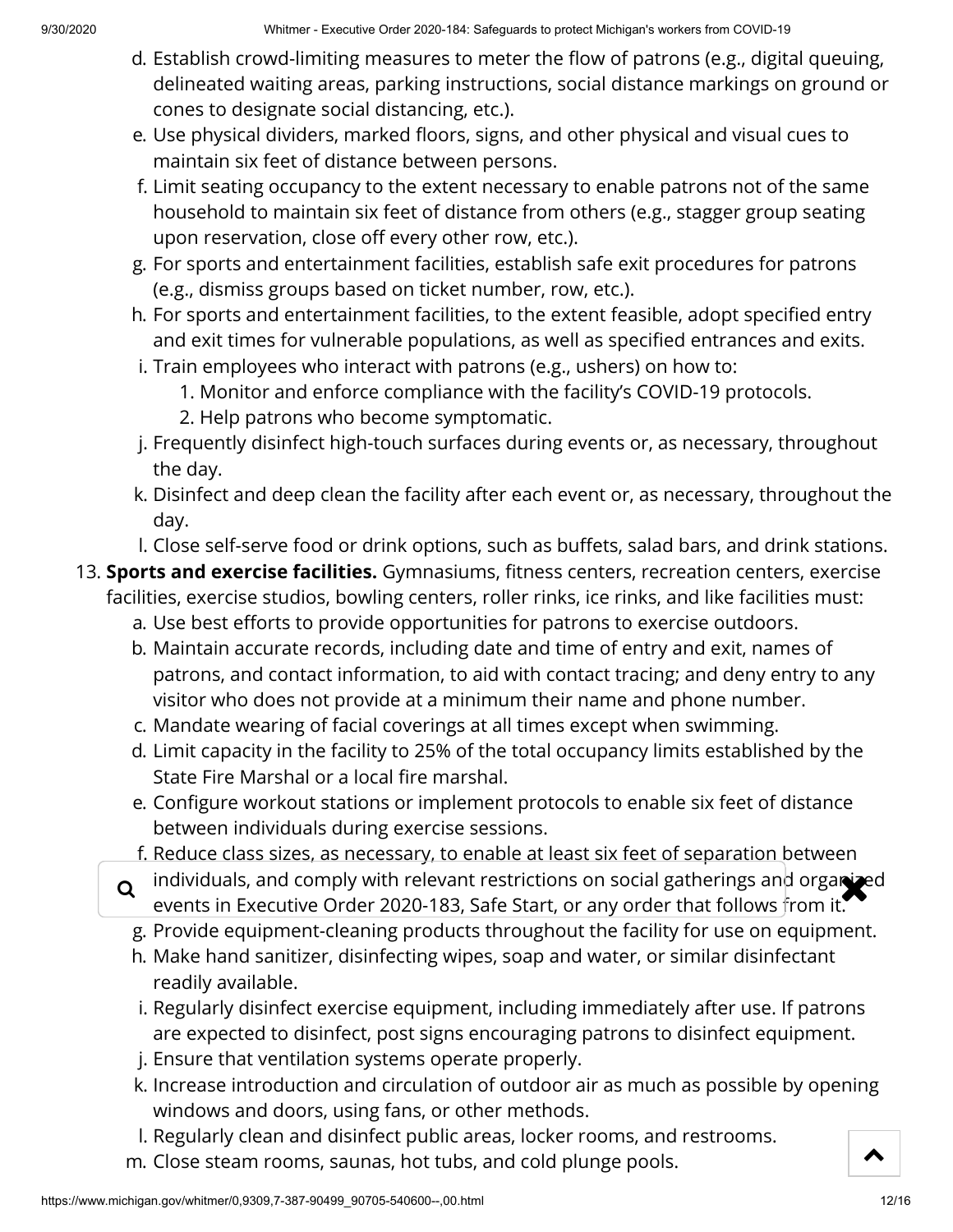d. Establish crowd-limiting measures to meter the flow of patrons (e.g., digital queuing, delineated waiting areas, parking instructions, social distance markings on ground or cones to designate social distancing, etc.).
e. Use physical dividers, marked floors, signs, and other physical and visual cues to maintain six feet of distance between persons.
f. Limit seating occupancy to the extent necessary to enable patrons not of the same household to maintain six feet of distance from others (e.g., stagger group seating upon reservation, close off every other row, etc.).
g. For sports and entertainment facilities, establish safe exit procedures for patrons (e.g., dismiss groups based on ticket number, row, etc.).
h. For sports and entertainment facilities, to the extent feasible, adopt specified entry and exit times for vulnerable populations, as well as specified entrances and exits.
i. Train employees who interact with patrons (e.g., ushers) on how to:
    1. Monitor and enforce compliance with the facility's COVID-19 protocols.
    2. Help patrons who become symptomatic.
j. Frequently disinfect high-touch surfaces during events or, as necessary, throughout the day.
k. Disinfect and deep clean the facility after each event or, as necessary, throughout the day.
l. Close self-serve food or drink options, such as buffets, salad bars, and drink stations.

13. **Sports and exercise facilities.** Gymnasiums, fitness centers, recreation centers, exercise facilities, exercise studios, bowling centers, roller rinks, ice rinks, and like facilities must:
    a. Use best efforts to provide opportunities for patrons to exercise outdoors.
    b. Maintain accurate records, including date and time of entry and exit, names of patrons, and contact information, to aid with contact tracing; and deny entry to any visitor who does not provide at a minimum their name and phone number.
    c. Mandate wearing of facial coverings at all times except when swimming.
    d. Limit capacity in the facility to 25% of the total occupancy limits established by the State Fire Marshal or a local fire marshal.
    e. Configure workout stations or implement protocols to enable six feet of distance between individuals during exercise sessions.
    f. Reduce class sizes, as necessary, to enable at least six feet of separation between individuals, and comply with relevant restrictions on social gatherings and organized events in Executive Order 2020-183, Safe Start, or any order that follows from it.
    g. Provide equipment-cleaning products throughout the facility for use on equipment.
    h. Make hand sanitizer, disinfecting wipes, soap and water, or similar disinfectant readily available.
    i. Regularly disinfect exercise equipment, including immediately after use. If patrons are expected to disinfect, post signs encouraging patrons to disinfect equipment.
    j. Ensure that ventilation systems operate properly.
    k. Increase introduction and circulation of outdoor air as much as possible by opening windows and doors, using fans, or other methods.
    l. Regularly clean and disinfect public areas, locker rooms, and restrooms.
    m. Close steam rooms, saunas, hot tubs, and cold plunge pools.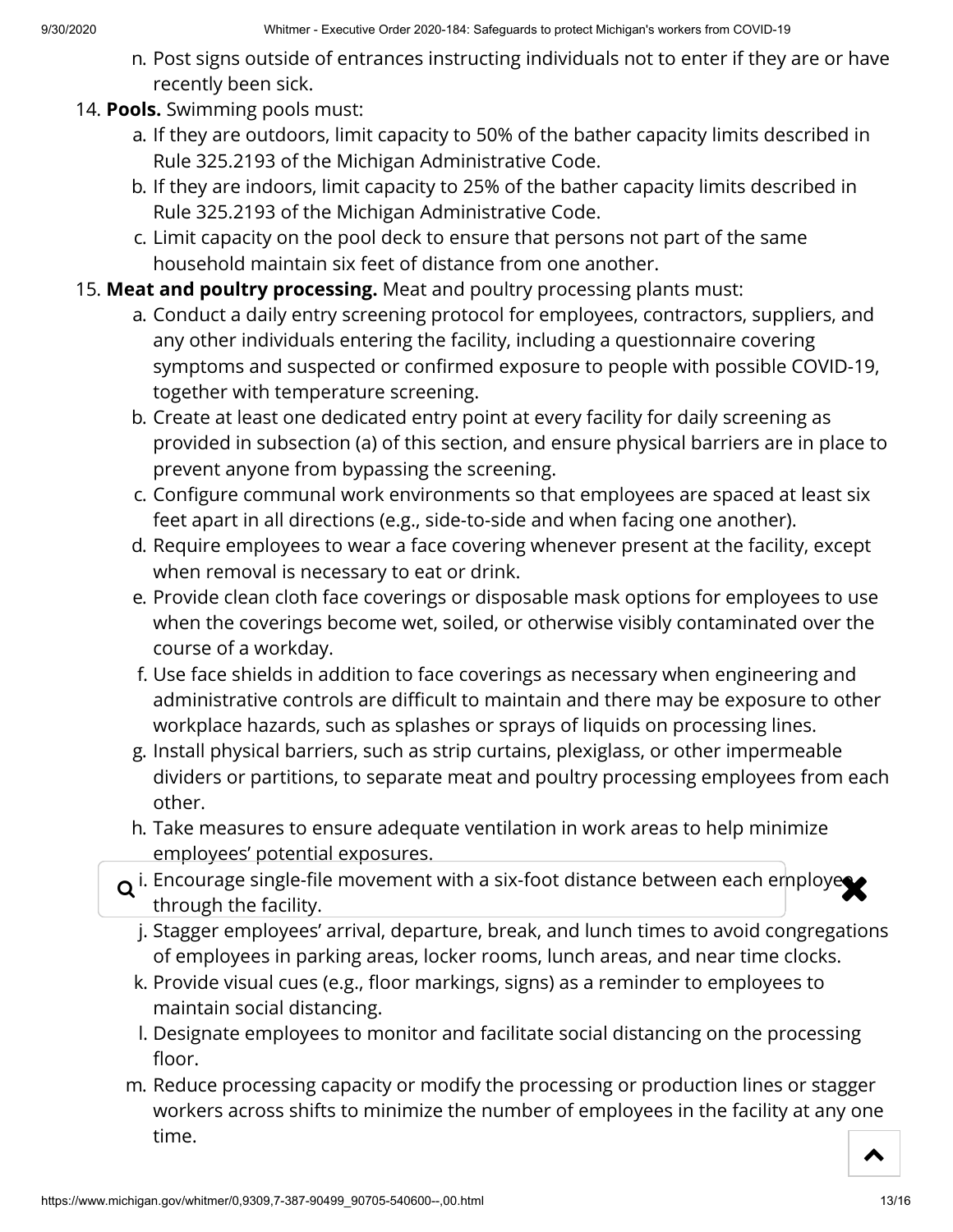n. Post signs outside of entrances instructing individuals not to enter if they are or have recently been sick.

14. **Pools.** Swimming pools must:
    a. If they are outdoors, limit capacity to 50% of the bather capacity limits described in Rule 325.2193 of the Michigan Administrative Code.
    b. If they are indoors, limit capacity to 25% of the bather capacity limits described in Rule 325.2193 of the Michigan Administrative Code.
    c. Limit capacity on the pool deck to ensure that persons not part of the same household maintain six feet of distance from one another.

15. **Meat and poultry processing.** Meat and poultry processing plants must:
    a. Conduct a daily entry screening protocol for employees, contractors, suppliers, and any other individuals entering the facility, including a questionnaire covering symptoms and suspected or confirmed exposure to people with possible COVID-19, together with temperature screening.
    b. Create at least one dedicated entry point at every facility for daily screening as provided in subsection (a) of this section, and ensure physical barriers are in place to prevent anyone from bypassing the screening.
    c. Configure communal work environments so that employees are spaced at least six feet apart in all directions (e.g., side-to-side and when facing one another).
    d. Require employees to wear a face covering whenever present at the facility, except when removal is necessary to eat or drink.
    e. Provide clean cloth face coverings or disposable mask options for employees to use when the coverings become wet, soiled, or otherwise visibly contaminated over the course of a workday.
    f. Use face shields in addition to face coverings as necessary when engineering and administrative controls are difficult to maintain and there may be exposure to other workplace hazards, such as splashes or sprays of liquids on processing lines.
    g. Install physical barriers, such as strip curtains, plexiglass, or other impermeable dividers or partitions, to separate meat and poultry processing employees from each other.
    h. Take measures to ensure adequate ventilation in work areas to help minimize employees' potential exposures.
    i. Encourage single-file movement with a six-foot distance between each employee through the facility.
    j. Stagger employees' arrival, departure, break, and lunch times to avoid congregations of employees in parking areas, locker rooms, lunch areas, and near time clocks.
    k. Provide visual cues (e.g., floor markings, signs) as a reminder to employees to maintain social distancing.
    l. Designate employees to monitor and facilitate social distancing on the processing floor.
    m. Reduce processing capacity or modify the processing or production lines or stagger workers across shifts to minimize the number of employees in the facility at any one time.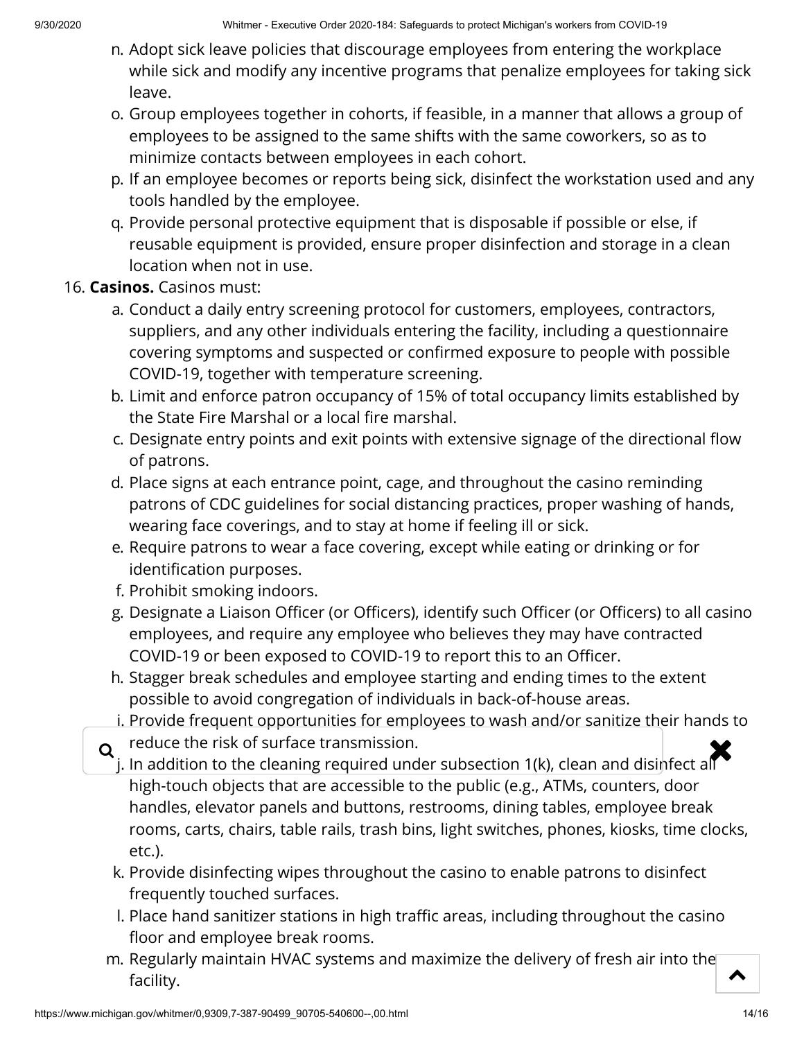n. Adopt sick leave policies that discourage employees from entering the workplace while sick and modify any incentive programs that penalize employees for taking sick leave.
o. Group employees together in cohorts, if feasible, in a manner that allows a group of employees to be assigned to the same shifts with the same coworkers, so as to minimize contacts between employees in each cohort.
p. If an employee becomes or reports being sick, disinfect the workstation used and any tools handled by the employee.
q. Provide personal protective equipment that is disposable if possible or else, if reusable equipment is provided, ensure proper disinfection and storage in a clean location when not in use.

16. **Casinos.** Casinos must:
    a. Conduct a daily entry screening protocol for customers, employees, contractors, suppliers, and any other individuals entering the facility, including a questionnaire covering symptoms and suspected or confirmed exposure to people with possible COVID-19, together with temperature screening.
    b. Limit and enforce patron occupancy of 15% of total occupancy limits established by the State Fire Marshal or a local fire marshal.
    c. Designate entry points and exit points with extensive signage of the directional flow of patrons.
    d. Place signs at each entrance point, cage, and throughout the casino reminding patrons of CDC guidelines for social distancing practices, proper washing of hands, wearing face coverings, and to stay at home if feeling ill or sick.
    e. Require patrons to wear a face covering, except while eating or drinking or for identification purposes.
    f. Prohibit smoking indoors.
    g. Designate a Liaison Officer (or Officers), identify such Officer (or Officers) to all casino employees, and require any employee who believes they may have contracted COVID-19 or been exposed to COVID-19 to report this to an Officer.
    h. Stagger break schedules and employee starting and ending times to the extent possible to avoid congregation of individuals in back-of-house areas.
    i. Provide frequent opportunities for employees to wash and/or sanitize their hands to reduce the risk of surface transmission.
    j. In addition to the cleaning required under subsection 1(k), clean and disinfect all high-touch objects that are accessible to the public (e.g., ATMs, counters, door handles, elevator panels and buttons, restrooms, dining tables, employee break rooms, carts, chairs, table rails, trash bins, light switches, phones, kiosks, time clocks, etc.).
    k. Provide disinfecting wipes throughout the casino to enable patrons to disinfect frequently touched surfaces.
    l. Place hand sanitizer stations in high traffic areas, including throughout the casino floor and employee break rooms.
    m. Regularly maintain HVAC systems and maximize the delivery of fresh air into the facility.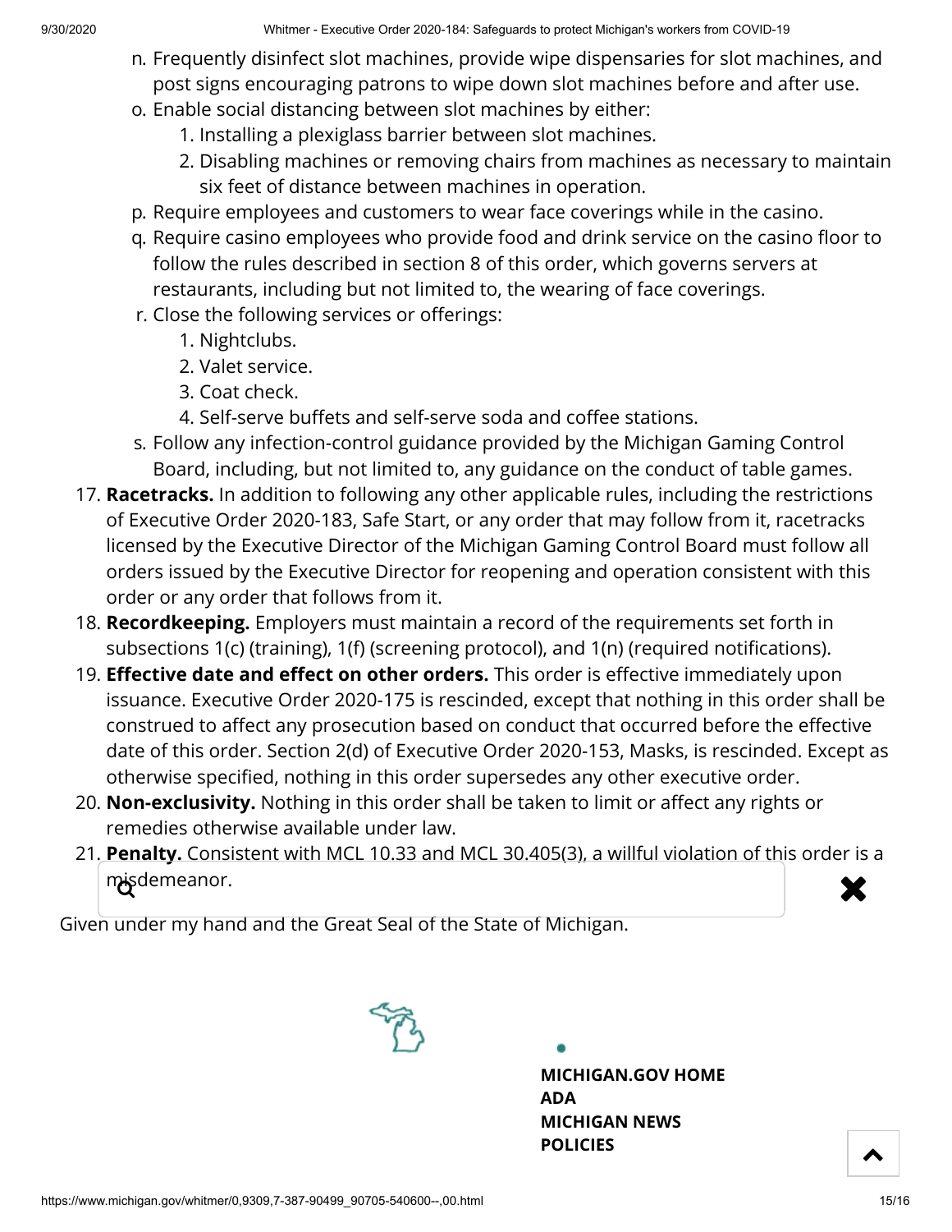n. Frequently disinfect slot machines, provide wipe dispensaries for slot machines, and post signs encouraging patrons to wipe down slot machines before and after use.
o. Enable social distancing between slot machines by either:
    1. Installing a plexiglass barrier between slot machines.
    2. Disabling machines or removing chairs from machines as necessary to maintain six feet of distance between machines in operation.
p. Require employees and customers to wear face coverings while in the casino.
q. Require casino employees who provide food and drink service on the casino floor to follow the rules described in section 8 of this order, which governs servers at restaurants, including but not limited to, the wearing of face coverings.
r. Close the following services or offerings:
    1. Nightclubs.
    2. Valet service.
    3. Coat check.
    4. Self-serve buffets and self-serve soda and coffee stations.
s. Follow any infection-control guidance provided by the Michigan Gaming Control Board, including, but not limited to, any guidance on the conduct of table games.

17. **Racetracks.** In addition to following any other applicable rules, including the restrictions of Executive Order 2020-183, Safe Start, or any order that may follow from it, racetracks licensed by the Executive Director of the Michigan Gaming Control Board must follow all orders issued by the Executive Director for reopening and operation consistent with this order or any order that follows from it.
18. **Recordkeeping.** Employers must maintain a record of the requirements set forth in subsections 1(c) (training), 1(f) (screening protocol), and 1(n) (required notifications).
19. **Effective date and effect on other orders.** This order is effective immediately upon issuance. Executive Order 2020-175 is rescinded, except that nothing in this order shall be construed to affect any prosecution based on conduct that occurred before the effective date of this order. Section 2(d) of Executive Order 2020-153, Masks, is rescinded. Except as otherwise specified, nothing in this order supersedes any other executive order.
20. **Non-exclusivity.** Nothing in this order shall be taken to limit or affect any rights or remedies otherwise available under law.
21. **Penalty.** Consistent with MCL 10.33 and MCL 30.405(3), a willful violation of this order is a misdemeanor.

Given under my hand and the Great Seal of the State of Michigan.

**MICHIGAN.GOV HOME**
**ADA**
**MICHIGAN NEWS**
**POLICIES**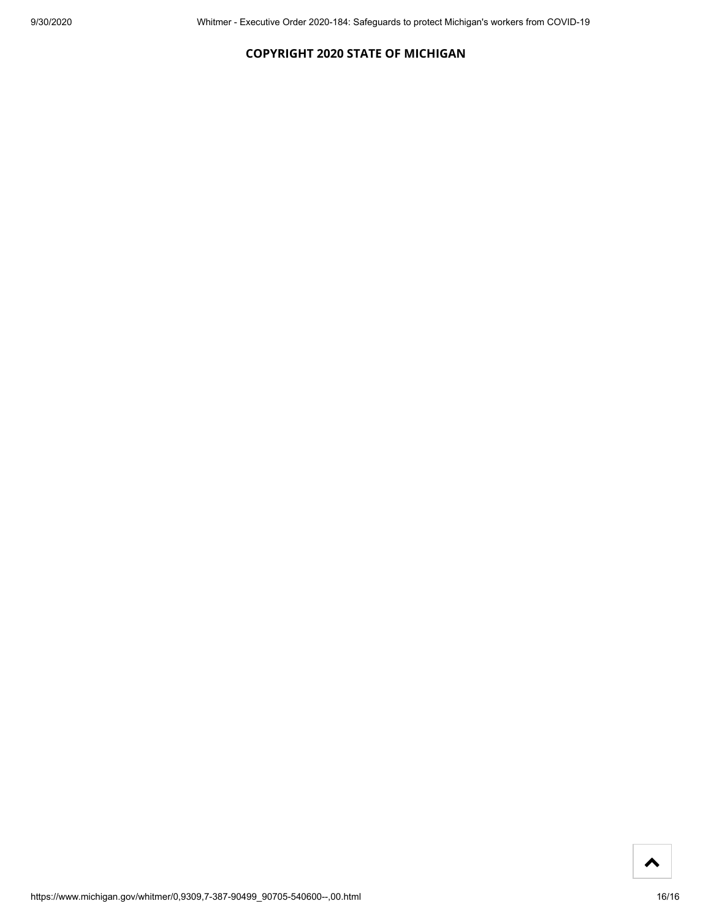**COPYRIGHT 2020 STATE OF MICHIGAN**